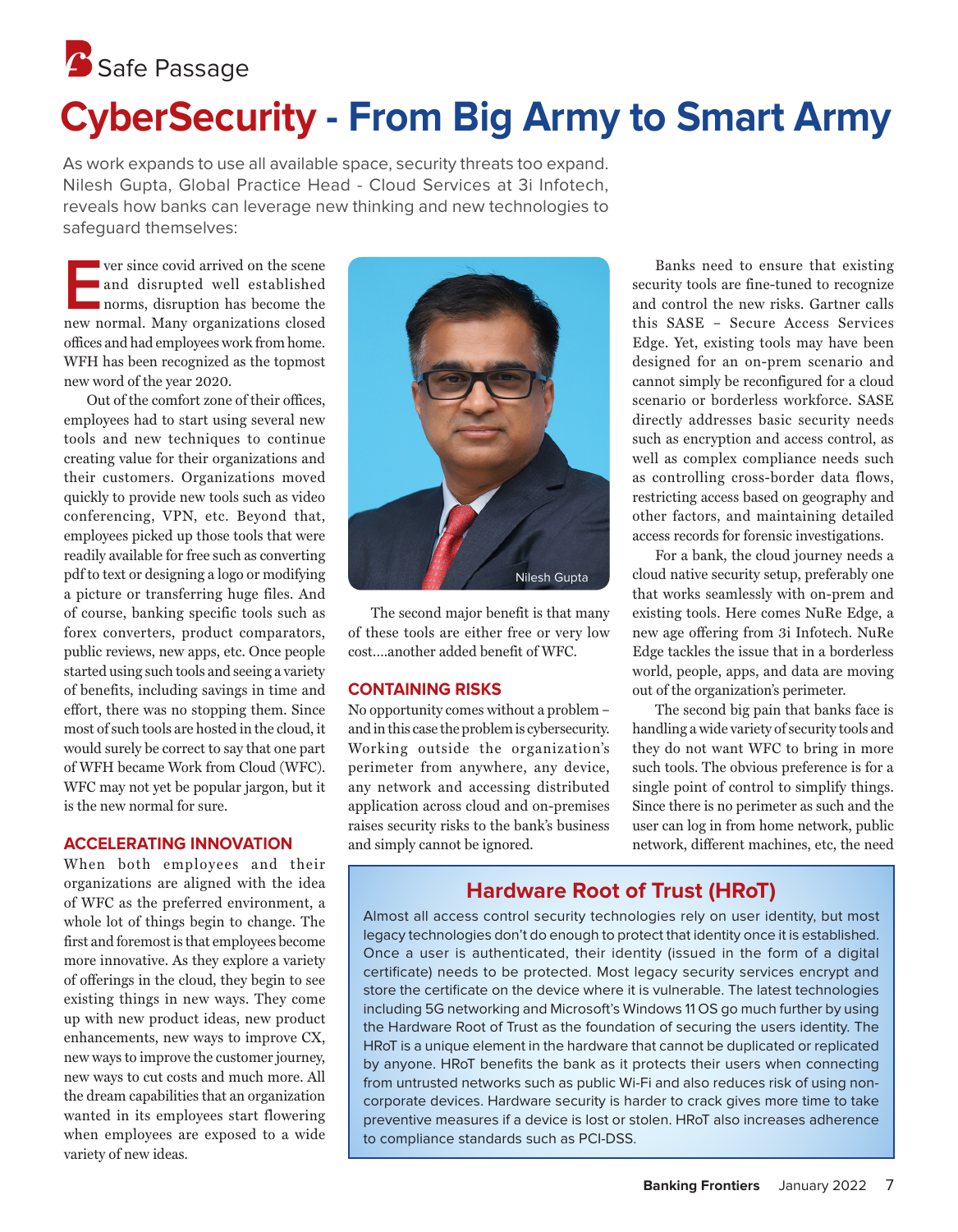Safe Passage

# CyberSecurity - From Big Army to Smart Army

As work expands to use all available space, security threats too expand. Nilesh Gupta, Global Practice Head - Cloud Services at 3i Infotech, reveals how banks can leverage new thinking and new technologies to safeguard themselves:

Ever since covid arrived on the scene and disrupted well established norms, disruption has become the new normal. Many organizations closed offices and had employees work from home. WFH has been recognized as the topmost new word of the year 2020.

Out of the comfort zone of their offices, employees had to start using several new tools and new techniques to continue creating value for their organizations and their customers. Organizations moved quickly to provide new tools such as video conferencing, VPN, etc. Beyond that, employees picked up those tools that were readily available for free such as converting pdf to text or designing a logo or modifying a picture or transferring huge files. And of course, banking specific tools such as forex converters, product comparators, public reviews, new apps, etc. Once people started using such tools and seeing a variety of benefits, including savings in time and effort, there was no stopping them. Since most of such tools are hosted in the cloud, it would surely be correct to say that one part of WFH became Work from Cloud (WFC). WFC may not yet be popular jargon, but it is the new normal for sure.

## ACCELERATING INNOVATION

When both employees and their organizations are aligned with the idea of WFC as the preferred environment, a whole lot of things begin to change. The first and foremost is that employees become more innovative. As they explore a variety of offerings in the cloud, they begin to see existing things in new ways. They come up with new product ideas, new product enhancements, new ways to improve CX, new ways to improve the customer journey, new ways to cut costs and much more. All the dream capabilities that an organization wanted in its employees start flowering when employees are exposed to a wide variety of new ideas.

Nilesh Gupta

The second major benefit is that many of these tools are either free or very low cost....another added benefit of WFC.

## CONTAINING RISKS

No opportunity comes without a problem – and in this case the problem is cybersecurity. Working outside the organization's perimeter from anywhere, any device, any network and accessing distributed application across cloud and on-premises raises security risks to the bank's business and simply cannot be ignored.

Banks need to ensure that existing security tools are fine-tuned to recognize and control the new risks. Gartner calls this SASE – Secure Access Services Edge. Yet, existing tools may have been designed for an on-prem scenario and cannot simply be reconfigured for a cloud scenario or borderless workforce. SASE directly addresses basic security needs such as encryption and access control, as well as complex compliance needs such as controlling cross-border data flows, restricting access based on geography and other factors, and maintaining detailed access records for forensic investigations.

For a bank, the cloud journey needs a cloud native security setup, preferably one that works seamlessly with on-prem and existing tools. Here comes NuRe Edge, a new age offering from 3i Infotech. NuRe Edge tackles the issue that in a borderless world, people, apps, and data are moving out of the organization's perimeter.

The second big pain that banks face is handling a wide variety of security tools and they do not want WFC to bring in more such tools. The obvious preference is for a single point of control to simplify things. Since there is no perimeter as such and the user can log in from home network, public network, different machines, etc, the need

### Hardware Root of Trust (HRoT)

Almost all access control security technologies rely on user identity, but most legacy technologies don't do enough to protect that identity once it is established. Once a user is authenticated, their identity (issued in the form of a digital certificate) needs to be protected. Most legacy security services encrypt and store the certificate on the device where it is vulnerable. The latest technologies including 5G networking and Microsoft's Windows 11 OS go much further by using the Hardware Root of Trust as the foundation of securing the users identity. The HRoT is a unique element in the hardware that cannot be duplicated or replicated by anyone. HRoT benefits the bank as it protects their users when connecting from untrusted networks such as public Wi-Fi and also reduces risk of using non-corporate devices. Hardware security is harder to crack gives more time to take preventive measures if a device is lost or stolen. HRoT also increases adherence to compliance standards such as PCI-DSS.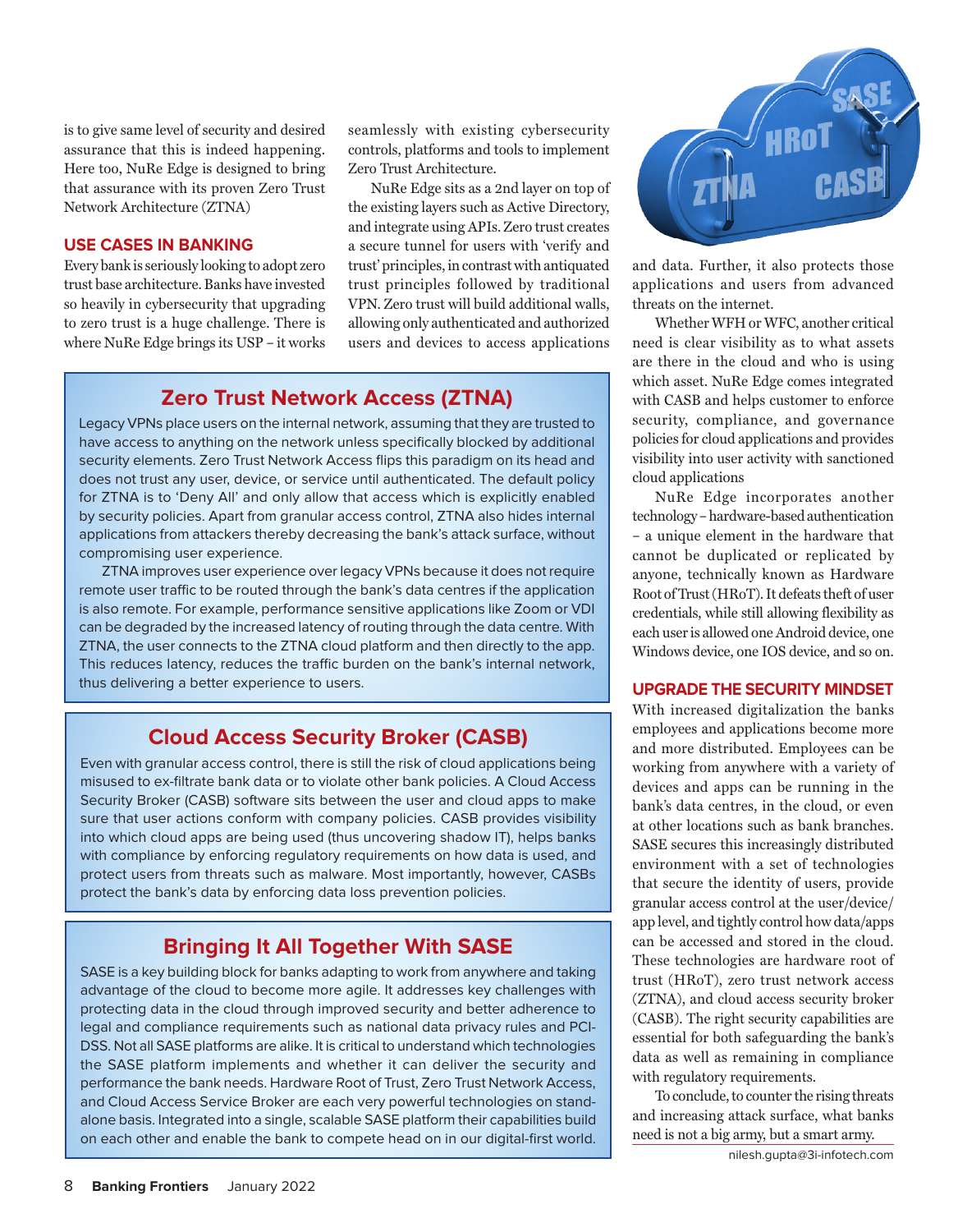is to give same level of security and desired assurance that this is indeed happening. Here too, NuRe Edge is designed to bring that assurance with its proven Zero Trust Network Architecture (ZTNA)

## USE CASES IN BANKING

Every bank is seriously looking to adopt zero trust base architecture. Banks have invested so heavily in cybersecurity that upgrading to zero trust is a huge challenge. There is where NuRe Edge brings its USP – it works seamlessly with existing cybersecurity controls, platforms and tools to implement Zero Trust Architecture.

NuRe Edge sits as a 2nd layer on top of the existing layers such as Active Directory, and integrate using APIs. Zero trust creates a secure tunnel for users with 'verify and trust' principles, in contrast with antiquated trust principles followed by traditional VPN. Zero trust will build additional walls, allowing only authenticated and authorized users and devices to access applications and data. Further, it also protects those applications and users from advanced threats on the internet.

Whether WFH or WFC, another critical need is clear visibility as to what assets are there in the cloud and who is using which asset. NuRe Edge comes integrated with CASB and helps customer to enforce security, compliance, and governance policies for cloud applications and provides visibility into user activity with sanctioned cloud applications

NuRe Edge incorporates another technology – hardware-based authentication – a unique element in the hardware that cannot be duplicated or replicated by anyone, technically known as Hardware Root of Trust (HRoT). It defeats theft of user credentials, while still allowing flexibility as each user is allowed one Android device, one Windows device, one IOS device, and so on.

## UPGRADE THE SECURITY MINDSET

With increased digitalization the banks employees and applications become more and more distributed. Employees can be working from anywhere with a variety of devices and apps can be running in the bank's data centres, in the cloud, or even at other locations such as bank branches. SASE secures this increasingly distributed environment with a set of technologies that secure the identity of users, provide granular access control at the user/device/app level, and tightly control how data/apps can be accessed and stored in the cloud. These technologies are hardware root of trust (HRoT), zero trust network access (ZTNA), and cloud access security broker (CASB). The right security capabilities are essential for both safeguarding the bank's data as well as remaining in compliance with regulatory requirements.

To conclude, to counter the rising threats and increasing attack surface, what banks need is not a big army, but a smart army.

nilesh.gupta@3i-infotech.com

### Zero Trust Network Access (ZTNA)

Legacy VPNs place users on the internal network, assuming that they are trusted to have access to anything on the network unless specifically blocked by additional security elements. Zero Trust Network Access flips this paradigm on its head and does not trust any user, device, or service until authenticated. The default policy for ZTNA is to 'Deny All' and only allow that access which is explicitly enabled by security policies. Apart from granular access control, ZTNA also hides internal applications from attackers thereby decreasing the bank's attack surface, without compromising user experience.

ZTNA improves user experience over legacy VPNs because it does not require remote user traffic to be routed through the bank's data centres if the application is also remote. For example, performance sensitive applications like Zoom or VDI can be degraded by the increased latency of routing through the data centre. With ZTNA, the user connects to the ZTNA cloud platform and then directly to the app. This reduces latency, reduces the traffic burden on the bank's internal network, thus delivering a better experience to users.

### Cloud Access Security Broker (CASB)

Even with granular access control, there is still the risk of cloud applications being misused to ex-filtrate bank data or to violate other bank policies. A Cloud Access Security Broker (CASB) software sits between the user and cloud apps to make sure that user actions conform with company policies. CASB provides visibility into which cloud apps are being used (thus uncovering shadow IT), helps banks with compliance by enforcing regulatory requirements on how data is used, and protect users from threats such as malware. Most importantly, however, CASBs protect the bank's data by enforcing data loss prevention policies.

### Bringing It All Together With SASE

SASE is a key building block for banks adapting to work from anywhere and taking advantage of the cloud to become more agile. It addresses key challenges with protecting data in the cloud through improved security and better adherence to legal and compliance requirements such as national data privacy rules and PCI-DSS. Not all SASE platforms are alike. It is critical to understand which technologies the SASE platform implements and whether it can deliver the security and performance the bank needs. Hardware Root of Trust, Zero Trust Network Access, and Cloud Access Service Broker are each very powerful technologies on stand-alone basis. Integrated into a single, scalable SASE platform their capabilities build on each other and enable the bank to compete head on in our digital-first world.